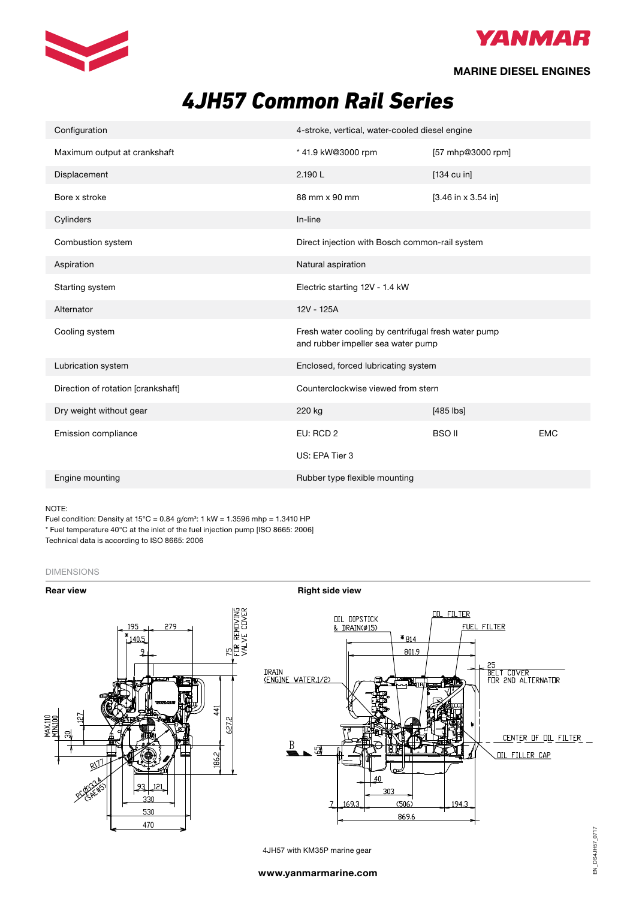**YANMAR**

**MARINE DIESEL ENGINES**

# *4JH57 Common Rail Series*

| | | | |
|---|---|---|---|
| Configuration | 4-stroke, vertical, water-cooled diesel engine | | |
| Maximum output at crankshaft | * 41.9 kW@3000 rpm | [57 mhp@3000 rpm] | |
| Displacement | 2.190 L | [134 cu in] | |
| Bore x stroke | 88 mm x 90 mm | [3.46 in x 3.54 in] | |
| Cylinders | In-line | | |
| Combustion system | Direct injection with Bosch common-rail system | | |
| Aspiration | Natural aspiration | | |
| Starting system | Electric starting 12V - 1.4 kW | | |
| Alternator | 12V - 125A | | |
| Cooling system | Fresh water cooling by centrifugal fresh water pump and rubber impeller sea water pump | | |
| Lubrication system | Enclosed, forced lubricating system | | |
| Direction of rotation [crankshaft] | Counterclockwise viewed from stern | | |
| Dry weight without gear | 220 kg | [485 lbs] | |
| Emission compliance | EU: RCD 2 | BSO II | EMC |
| | US: EPA Tier 3 | | |
| Engine mounting | Rubber type flexible mounting | | |

NOTE:
Fuel condition: Density at 15°C = 0.84 g/cm³: 1 kW = 1.3596 mhp = 1.3410 HP
* Fuel temperature 40°C at the inlet of the fuel injection pump [ISO 8665: 2006]
Technical data is according to ISO 8665: 2006

## DIMENSIONS

**Rear view**

**Right side view**

4JH57 with KM35P marine gear

www.yanmarmarine.com

EN_DS4JH57_0717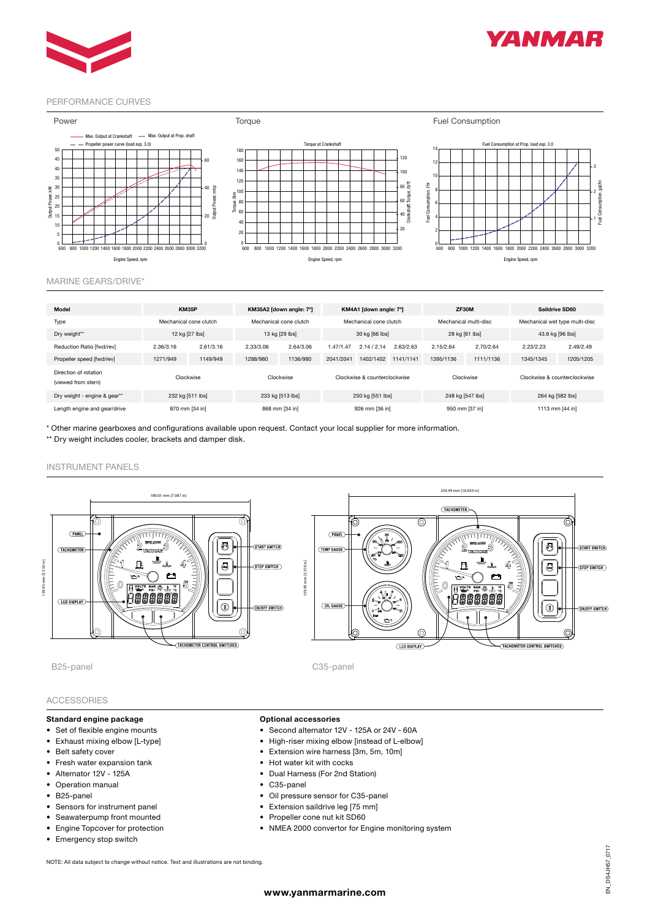## PERFORMANCE CURVES

### Power

Max. Output at Crankshaft
Max. Output at Prop. shaft
Propeller power curve (load exp. 3.0)

Output Power, kW
50
45
40
35
30
25
20
15
10
5
0

Output Power, mhp
60
40
20
0

600 800 1000 1200 1400 1600 1800 2000 2200 2400 2600 2800 3000 3200

Engine Speed, rpm

### Torque

Torque at Crankshaft

Torque, Nm
180
160
140
120
100
80
60
40
20
0

Crankshaft Torque, lb/ft
120
100
80
60
40
20

600 800 1000 1200 1400 1600 1800 2000 2200 2400 2600 2800 3000 3200

Engine Speed, rpm

### Fuel Consumption

Fuel Consumption at Prop. load exp. 3.0

Fuel Consumption, l/hr
14
12
10
8
6
4
2
0

Fuel Consumption, gal/hr
3
2
1

600 800 1000 1200 1400 1600 1800 2000 2200 2400 2600 2800 3000 3200

Engine Speed, rpm

## MARINE GEARS/DRIVE*

| Model | KM35P | | KM35A2 [down angle: 7°] | | KM4A1 [down angle: 7°] | | | ZF30M | | Saildrive SD60 | |
|---|---|---|---|---|---|---|---|---|---|---|---|
| Type | Mechanical cone clutch | | Mechanical cone clutch | | Mechanical cone clutch | | | Mechanical multi-disc | | Mechanical wet type multi-disc | |
| Dry weight** | 12 kg [27 lbs] | | 13 kg [29 lbs] | | 30 kg [66 lbs] | | | 28 kg [61 lbs] | | 43.6 kg [96 lbs] | |
| Reduction Ratio [fwd/rev] | 2.36/3.16 | 2.61/3.16 | 2.33/3.06 | 2.64/3.06 | 1.47/1.47 | 2.14 / 2.14 | 2.63/2.63 | 2.15/2.64 | 2.70/2.64 | 2.23/2.23 | 2.49/2.49 |
| Propeller speed [fwd/rev] | 1271/949 | 1149/949 | 1288/980 | 1136/980 | 2041/2041 | 1402/1402 | 1141/1141 | 1395/1136 | 1111/1136 | 1345/1345 | 1205/1205 |
| Direction of rotation (viewed from stern) | Clockwise | | Clockwise | | Clockwise & counterclockwise | | | Clockwise | | Clockwise & counterclockwise | |
| Dry weight - engine & gear** | 232 kg [511 lbs] | | 233 kg [513 lbs] | | 250 kg [551 lbs] | | | 248 kg [547 lbs] | | 264 kg [582 lbs] | |
| Length engine and gear/drive | 870 mm [34 in] | | 868 mm [34 in] | | 926 mm [36 in] | | | 950 mm [37 in] | | 1113 mm [44 in] | |

\* Other marine gearboxes and configurations available upon request. Contact your local supplier for more information.

** Dry weight includes cooler, brackets and damper disk.

## INSTRUMENT PANELS

180.01 mm [7.087 in]
139.95 mm [5.510 in]
PANEL
TACHOMETER
LCD DISPLAY
START SWITCH
STOP SWITCH
ON/OFF SWITCH
TACHOMETER CONTROL SWITCHES

B25-panel

254.99 mm [10.039 in]
139.95 mm [5.510 in]
TACHOMETER
PANEL
TEMP GAUGE
OIL GAUGE
LCD DISPLAY
START SWITCH
STOP SWITCH
ON/OFF SWITCH
TACHOMETER CONTROL SWITCHES

C35-panel

## ACCESSORIES

**Standard engine package**

- Set of flexible engine mounts
- Exhaust mixing elbow [L-type]
- Belt safety cover
- Fresh water expansion tank
- Alternator 12V - 125A
- Operation manual
- B25-panel
- Sensors for instrument panel
- Seawaterpump front mounted
- Engine Topcover for protection
- Emergency stop switch

**Optional accessories**

- Second alternator 12V - 125A or 24V - 60A
- High-riser mixing elbow [instead of L-elbow]
- Extension wire harness [3m, 5m, 10m]
- Hot water kit with cocks
- Dual Harness (For 2nd Station)
- C35-panel
- Oil pressure sensor for C35-panel
- Extension saildrive leg [75 mm]
- Propeller cone nut kit SD60
- NMEA 2000 convertor for Engine monitoring system

NOTE: All data subject to change without notice. Text and illustrations are not binding.

www.yanmarmarine.com

EN_DS4JH57_0717